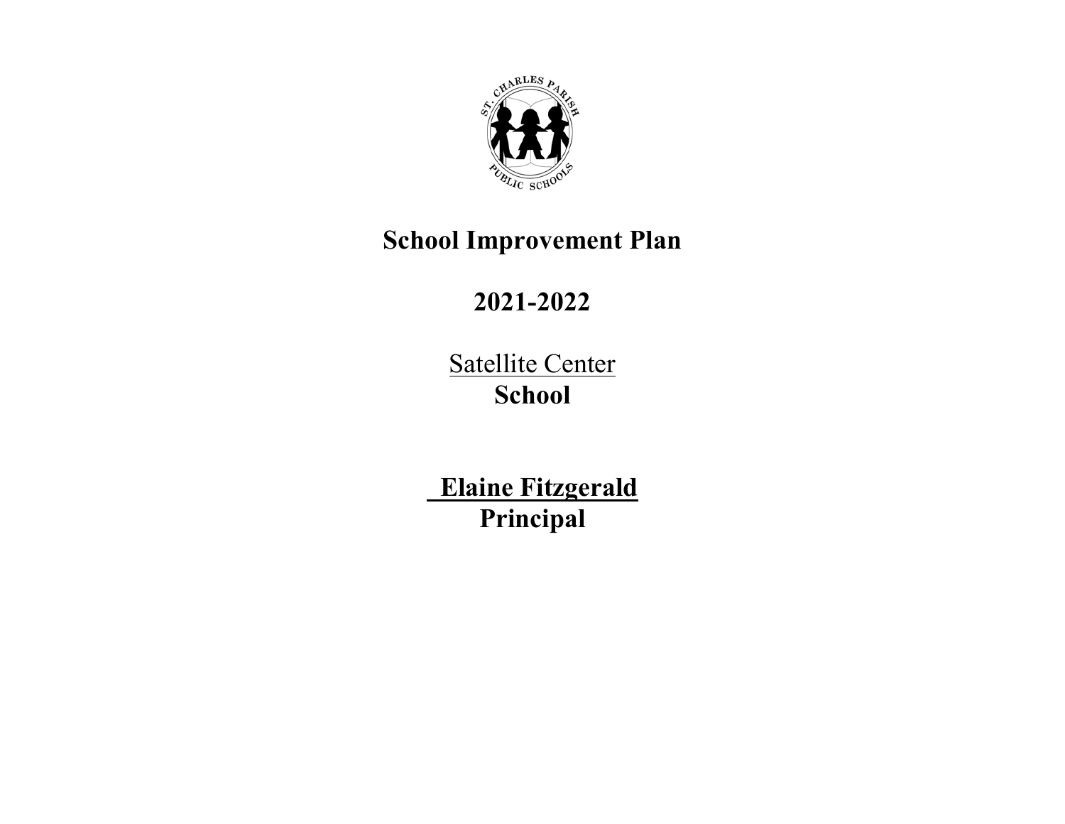# School Improvement Plan

# 2021-2022

Satellite Center
**School**

**Elaine Fitzgerald**
**Principal**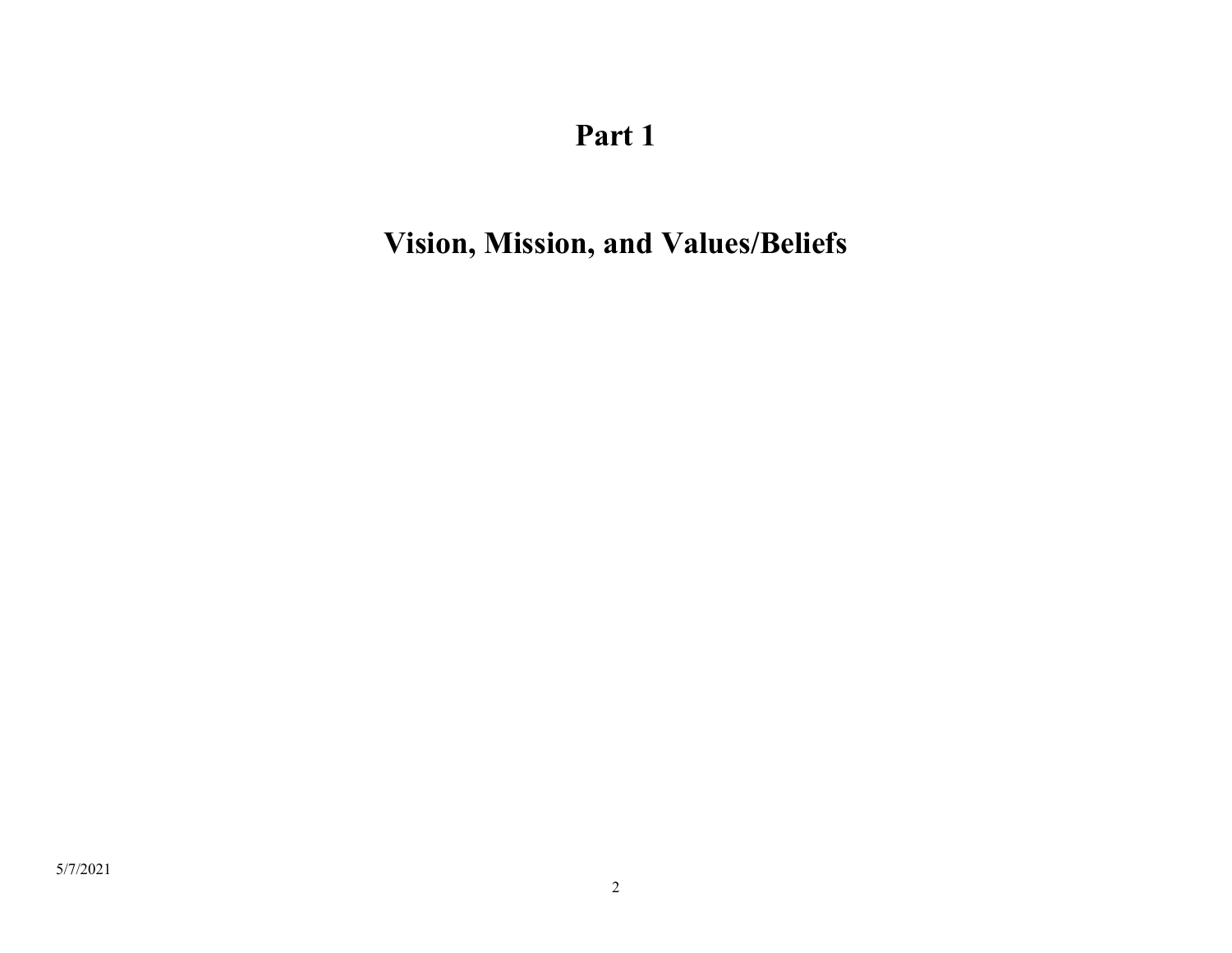# Part 1

# Vision, Mission, and Values/Beliefs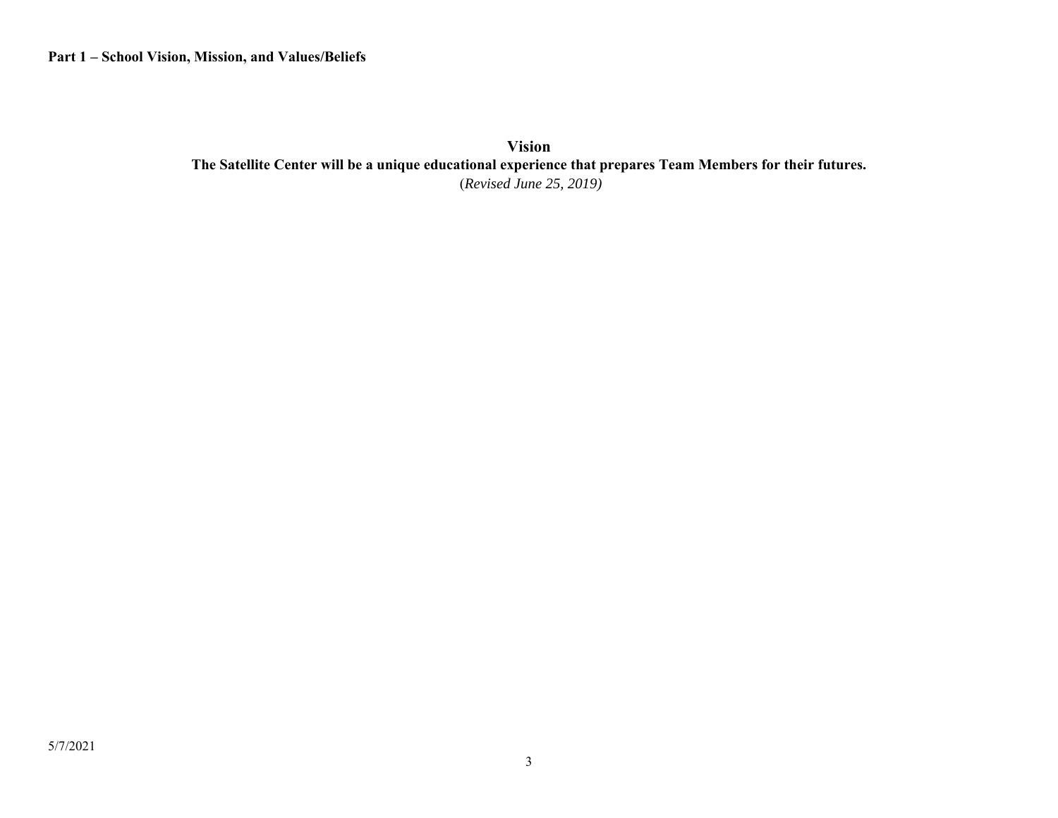**Part 1 – School Vision, Mission, and Values/Beliefs**

## Vision

**The Satellite Center will be a unique educational experience that prepares Team Members for their futures.**

(*Revised June 25, 2019)*

5/7/2021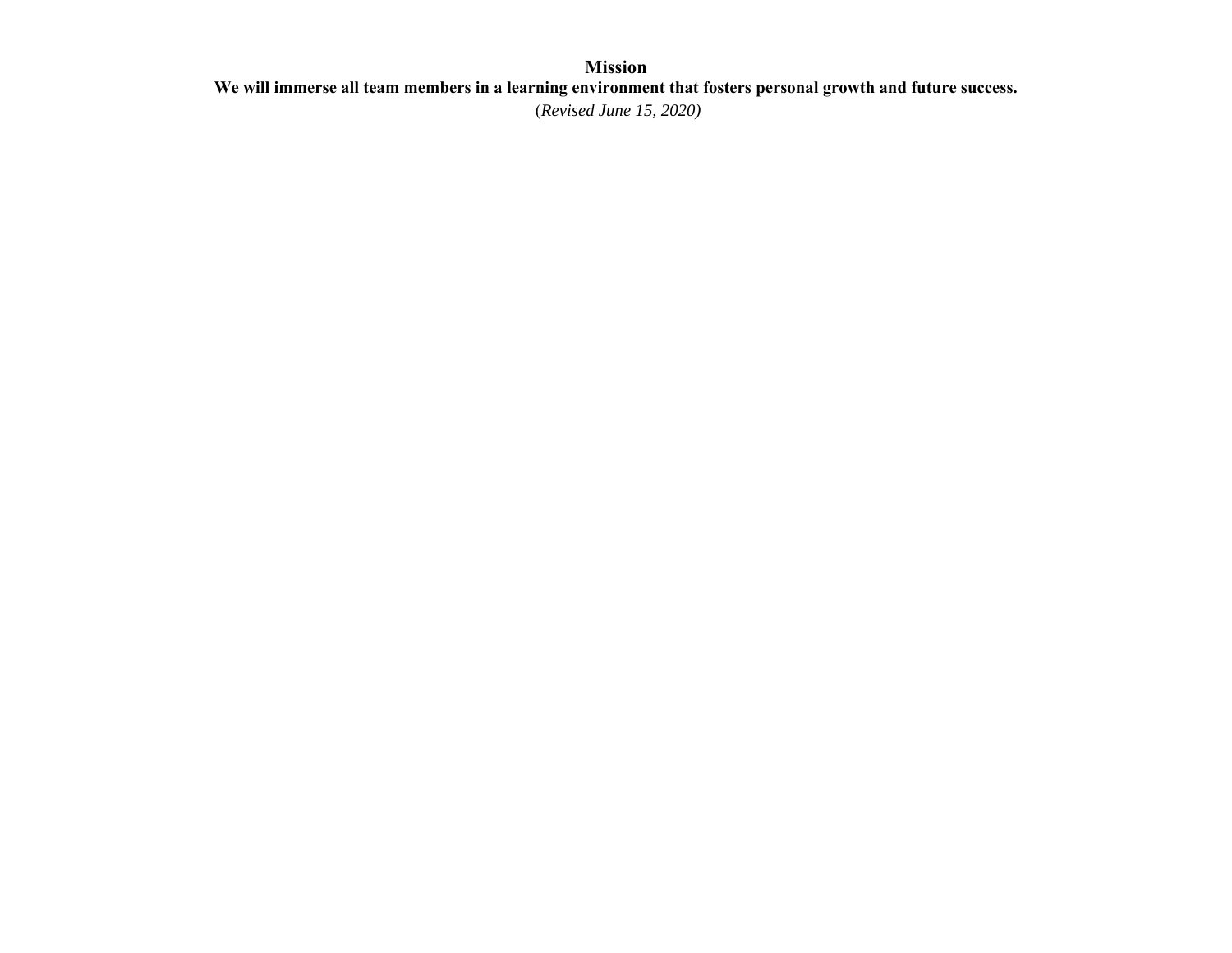# Mission

**We will immerse all team members in a learning environment that fosters personal growth and future success.**

(*Revised June 15, 2020)*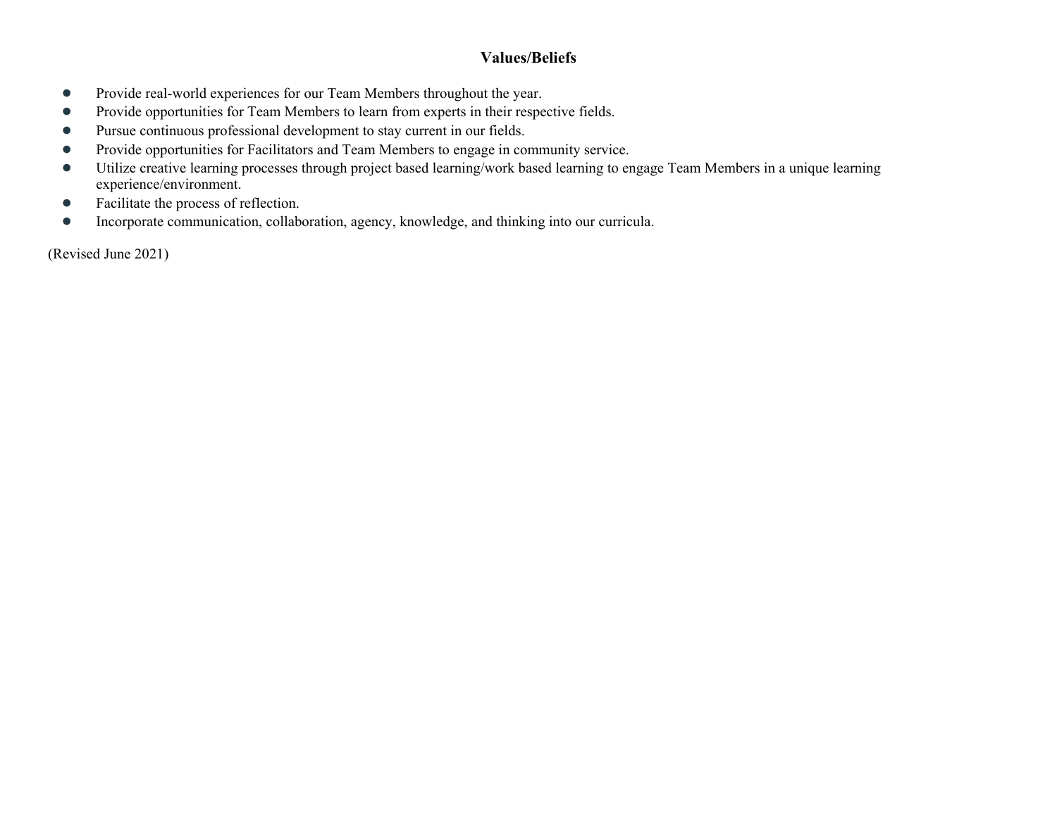## Values/Beliefs

- Provide real-world experiences for our Team Members throughout the year.
- Provide opportunities for Team Members to learn from experts in their respective fields.
- Pursue continuous professional development to stay current in our fields.
- Provide opportunities for Facilitators and Team Members to engage in community service.
- Utilize creative learning processes through project based learning/work based learning to engage Team Members in a unique learning experience/environment.
- Facilitate the process of reflection.
- Incorporate communication, collaboration, agency, knowledge, and thinking into our curricula.

(Revised June 2021)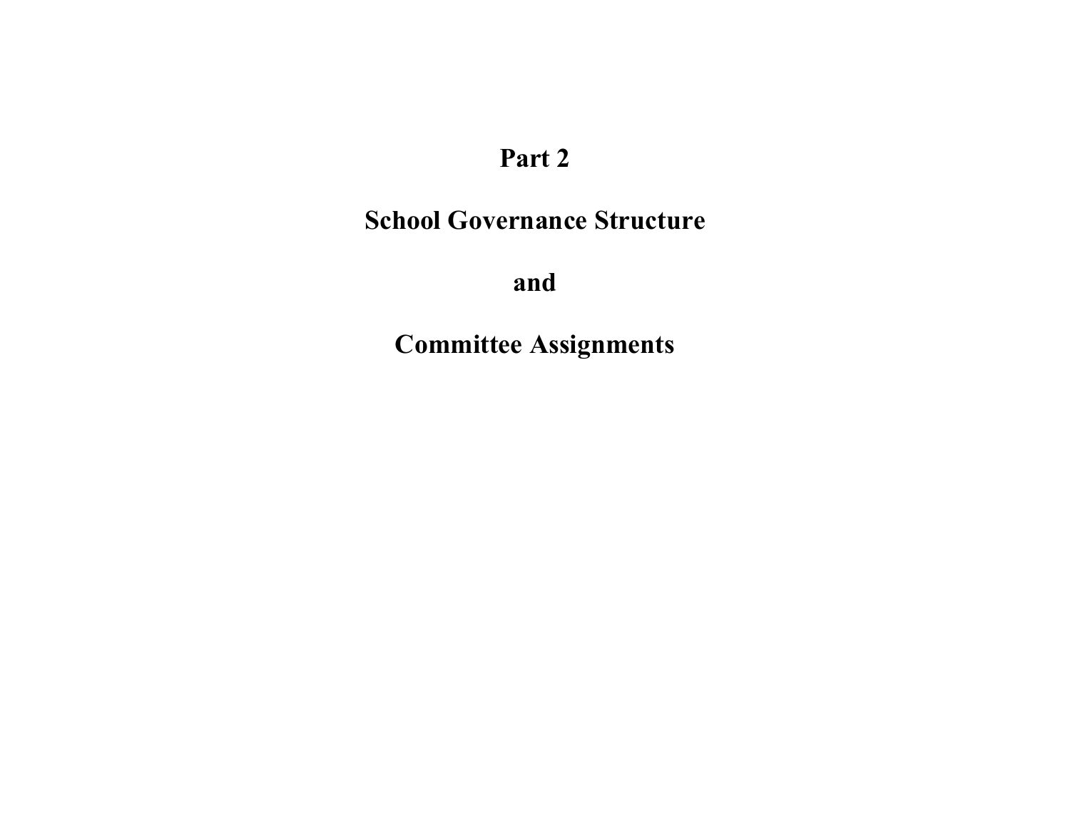# Part 2

# School Governance Structure

# and

# Committee Assignments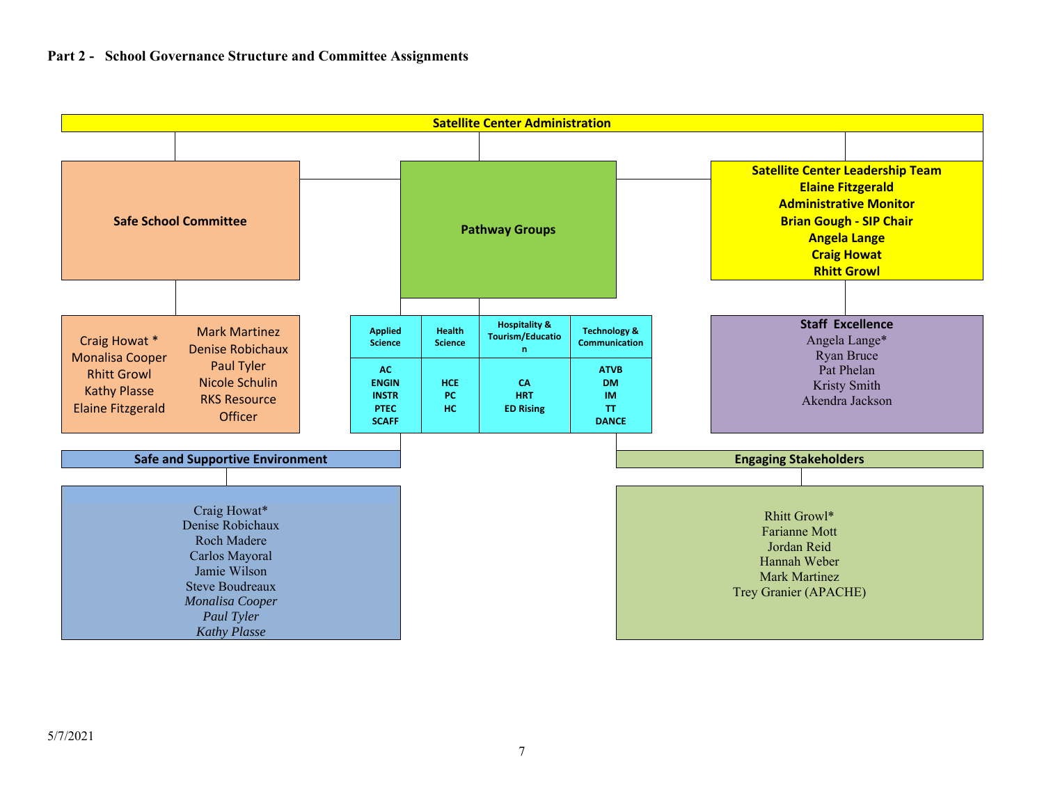## Part 2 - School Governance Structure and Committee Assignments

**Satellite Center Administration**

**Safe School Committee**

Craig Howat *
Monalisa Cooper
Rhitt Growl
Kathy Plasse
Elaine Fitzgerald
Mark Martinez
Denise Robichaux
Paul Tyler
Nicole Schulin
RKS Resource Officer

**Pathway Groups**

| Applied Science | Health Science | Hospitality & Tourism/Education | Technology & Communication |
|---|---|---|---|
| AC<br>ENGIN<br>INSTR<br>PTEC<br>SCAFF | HCE<br>PC<br>HC | CA<br>HRT<br>ED Rising | ATVB<br>DM<br>IM<br>TT<br>DANCE |

**Satellite Center Leadership Team**

**Elaine Fitzgerald**
**Administrative Monitor**
**Brian Gough - SIP Chair**
**Angela Lange**
**Craig Howat**
**Rhitt Growl**

**Staff Excellence**

Angela Lange*
Ryan Bruce
Pat Phelan
Kristy Smith
Akendra Jackson

**Safe and Supportive Environment**

Craig Howat*
Denise Robichaux
Roch Madere
Carlos Mayoral
Jamie Wilson
Steve Boudreaux
*Monalisa Cooper*
*Paul Tyler*
*Kathy Plasse*

**Engaging Stakeholders**

Rhitt Growl*
Farianne Mott
Jordan Reid
Hannah Weber
Mark Martinez
Trey Granier (APACHE)

5/7/2021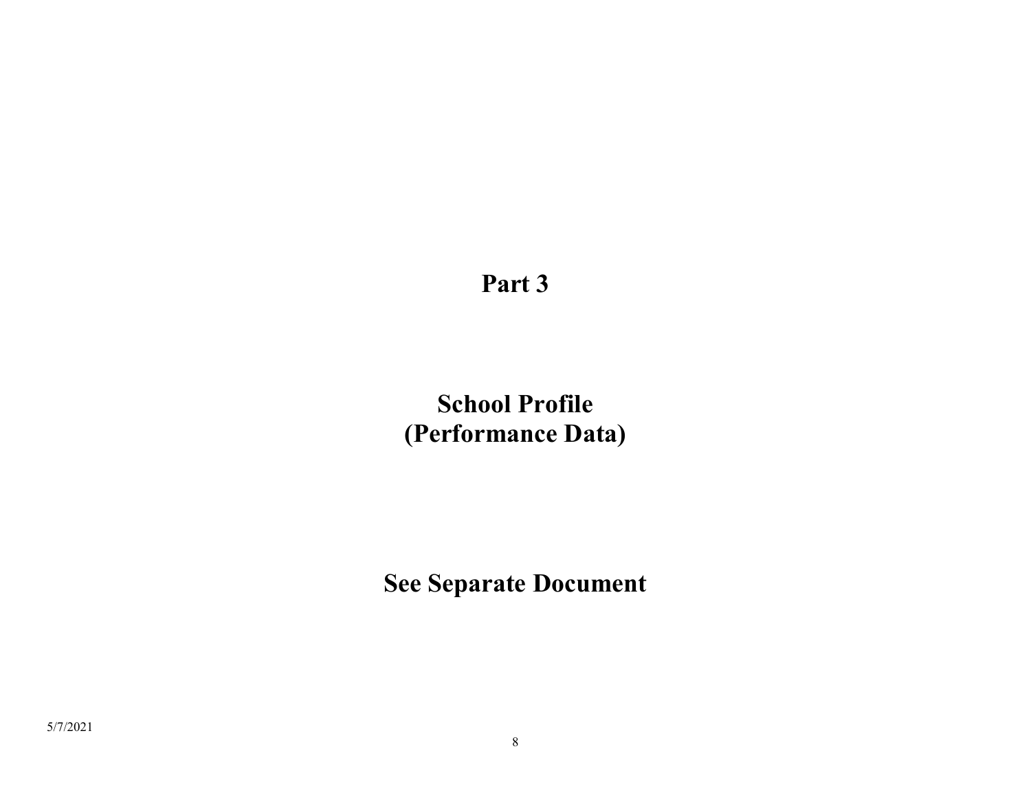# Part 3

## School Profile
## (Performance Data)

## See Separate Document

5/7/2021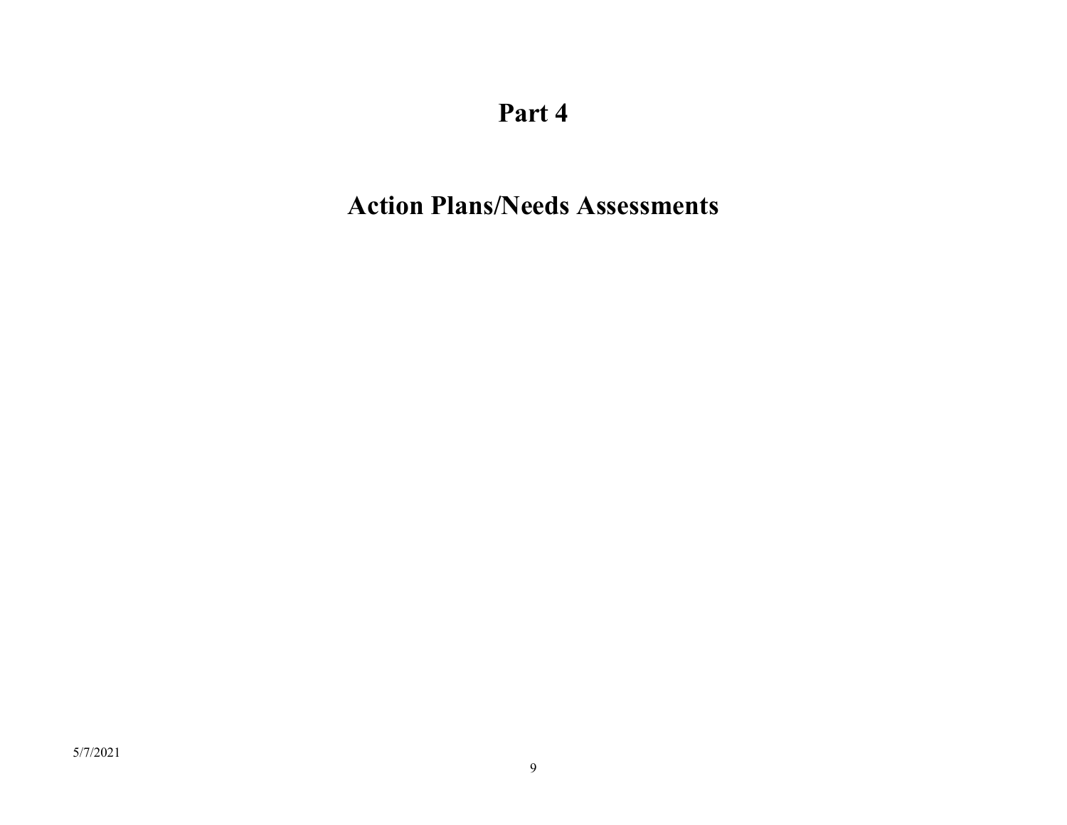# Part 4

# Action Plans/Needs Assessments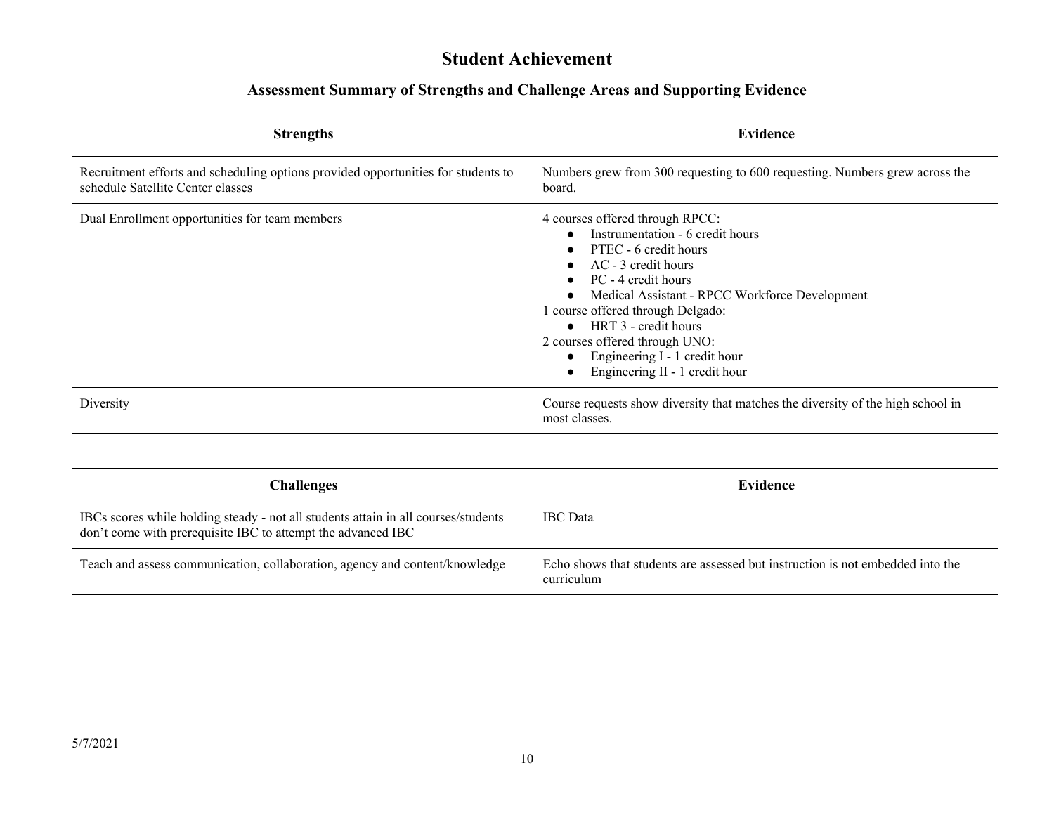# Student Achievement

## Assessment Summary of Strengths and Challenge Areas and Supporting Evidence

| Strengths | Evidence |
|---|---|
| Recruitment efforts and scheduling options provided opportunities for students to schedule Satellite Center classes | Numbers grew from 300 requesting to 600 requesting. Numbers grew across the board. |
| Dual Enrollment opportunities for team members | 4 courses offered through RPCC: <br>● Instrumentation - 6 credit hours <br>● PTEC - 6 credit hours <br>● AC - 3 credit hours <br>● PC - 4 credit hours <br>● Medical Assistant - RPCC Workforce Development <br>1 course offered through Delgado: <br>● HRT 3 - credit hours <br>2 courses offered through UNO: <br>● Engineering I - 1 credit hour <br>● Engineering II - 1 credit hour |
| Diversity | Course requests show diversity that matches the diversity of the high school in most classes. |

| Challenges | Evidence |
|---|---|
| IBCs scores while holding steady - not all students attain in all courses/students don't come with prerequisite IBC to attempt the advanced IBC | IBC Data |
| Teach and assess communication, collaboration, agency and content/knowledge | Echo shows that students are assessed but instruction is not embedded into the curriculum |

5/7/2021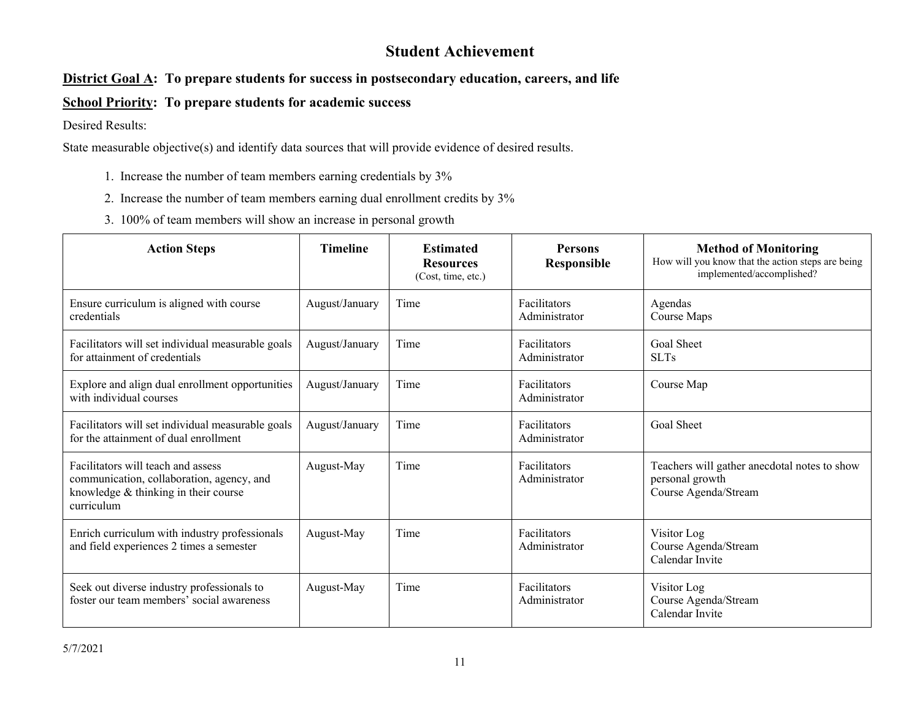# Student Achievement

**<u>District Goal A</u>: To prepare students for success in postsecondary education, careers, and life**

**<u>School Priority</u>: To prepare students for academic success**

Desired Results:

State measurable objective(s) and identify data sources that will provide evidence of desired results.

1. Increase the number of team members earning credentials by 3%
2. Increase the number of team members earning dual enrollment credits by 3%
3. 100% of team members will show an increase in personal growth

| Action Steps | Timeline | Estimated Resources (Cost, time, etc.) | Persons Responsible | Method of Monitoring How will you know that the action steps are being implemented/accomplished? |
|---|---|---|---|---|
| Ensure curriculum is aligned with course credentials | August/January | Time | Facilitators<br>Administrator | Agendas<br>Course Maps |
| Facilitators will set individual measurable goals for attainment of credentials | August/January | Time | Facilitators<br>Administrator | Goal Sheet<br>SLTs |
| Explore and align dual enrollment opportunities with individual courses | August/January | Time | Facilitators<br>Administrator | Course Map |
| Facilitators will set individual measurable goals for the attainment of dual enrollment | August/January | Time | Facilitators<br>Administrator | Goal Sheet |
| Facilitators will teach and assess communication, collaboration, agency, and knowledge & thinking in their course curriculum | August-May | Time | Facilitators<br>Administrator | Teachers will gather anecdotal notes to show personal growth<br>Course Agenda/Stream |
| Enrich curriculum with industry professionals and field experiences 2 times a semester | August-May | Time | Facilitators<br>Administrator | Visitor Log<br>Course Agenda/Stream<br>Calendar Invite |
| Seek out diverse industry professionals to foster our team members' social awareness | August-May | Time | Facilitators<br>Administrator | Visitor Log<br>Course Agenda/Stream<br>Calendar Invite |

5/7/2021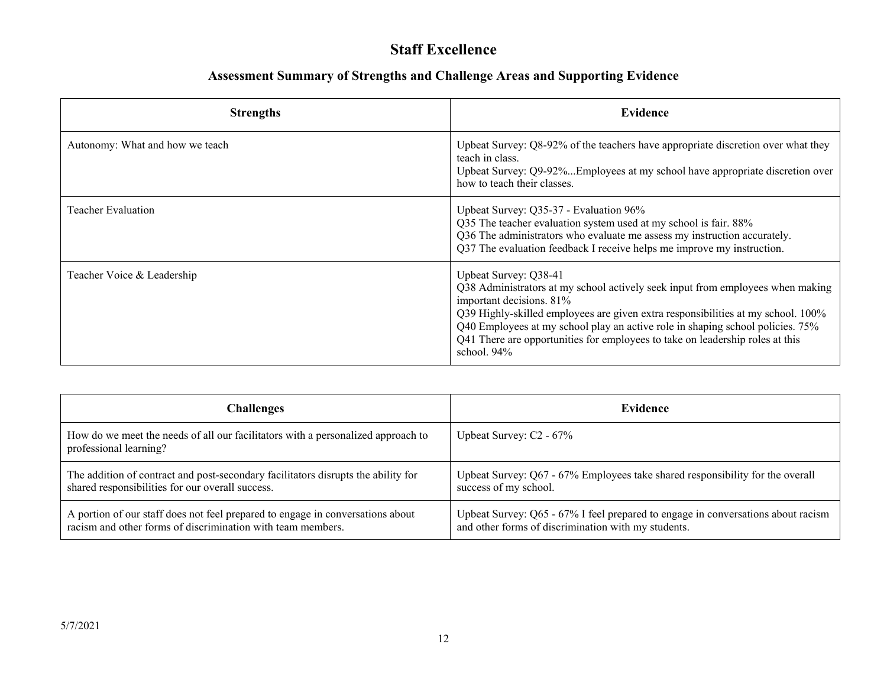# Staff Excellence

## Assessment Summary of Strengths and Challenge Areas and Supporting Evidence

| Strengths | Evidence |
|---|---|
| Autonomy: What and how we teach | Upbeat Survey: Q8-92% of the teachers have appropriate discretion over what they teach in class.<br>Upbeat Survey: Q9-92%...Employees at my school have appropriate discretion over how to teach their classes. |
| Teacher Evaluation | Upbeat Survey: Q35-37 - Evaluation 96%<br>Q35 The teacher evaluation system used at my school is fair. 88%<br>Q36 The administrators who evaluate me assess my instruction accurately.<br>Q37 The evaluation feedback I receive helps me improve my instruction. |
| Teacher Voice & Leadership | Upbeat Survey: Q38-41<br>Q38 Administrators at my school actively seek input from employees when making important decisions. 81%<br>Q39 Highly-skilled employees are given extra responsibilities at my school. 100%<br>Q40 Employees at my school play an active role in shaping school policies. 75%<br>Q41 There are opportunities for employees to take on leadership roles at this school. 94% |

| Challenges | Evidence |
|---|---|
| How do we meet the needs of all our facilitators with a personalized approach to professional learning? | Upbeat Survey: C2 - 67% |
| The addition of contract and post-secondary facilitators disrupts the ability for shared responsibilities for our overall success. | Upbeat Survey: Q67 - 67% Employees take shared responsibility for the overall success of my school. |
| A portion of our staff does not feel prepared to engage in conversations about racism and other forms of discrimination with team members. | Upbeat Survey: Q65 - 67% I feel prepared to engage in conversations about racism and other forms of discrimination with my students. |

5/7/2021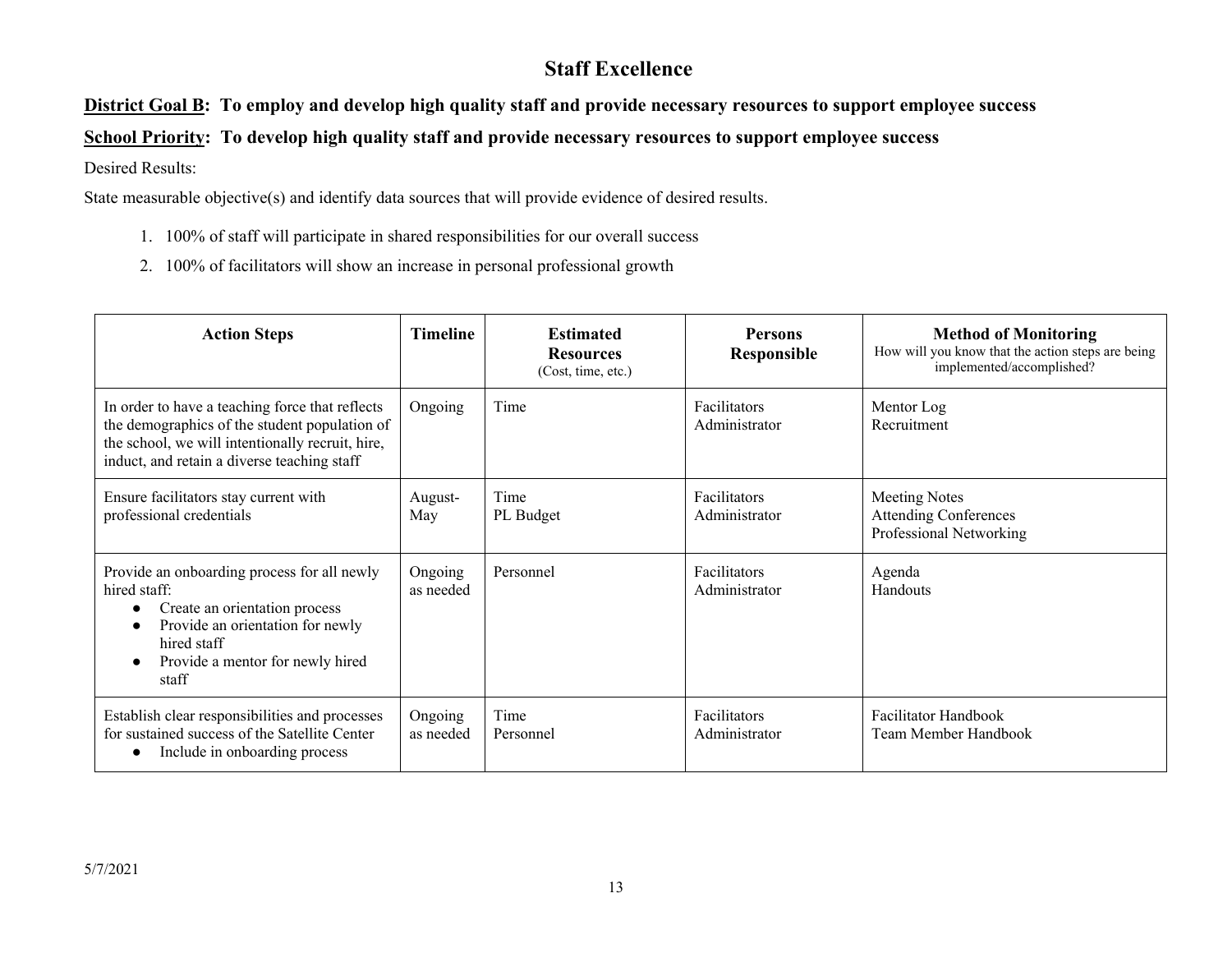# Staff Excellence

**<u>District Goal B</u>: To employ and develop high quality staff and provide necessary resources to support employee success**

**<u>School Priority</u>: To develop high quality staff and provide necessary resources to support employee success**

Desired Results:

State measurable objective(s) and identify data sources that will provide evidence of desired results.

1. 100% of staff will participate in shared responsibilities for our overall success
2. 100% of facilitators will show an increase in personal professional growth

| Action Steps | Timeline | Estimated Resources (Cost, time, etc.) | Persons Responsible | Method of Monitoring How will you know that the action steps are being implemented/accomplished? |
|---|---|---|---|---|
| In order to have a teaching force that reflects the demographics of the student population of the school, we will intentionally recruit, hire, induct, and retain a diverse teaching staff | Ongoing | Time | Facilitators<br>Administrator | Mentor Log<br>Recruitment |
| Ensure facilitators stay current with professional credentials | August-May | Time<br>PL Budget | Facilitators<br>Administrator | Meeting Notes<br>Attending Conferences<br>Professional Networking |
| Provide an onboarding process for all newly hired staff:<br>● Create an orientation process<br>● Provide an orientation for newly hired staff<br>● Provide a mentor for newly hired staff | Ongoing as needed | Personnel | Facilitators<br>Administrator | Agenda<br>Handouts |
| Establish clear responsibilities and processes for sustained success of the Satellite Center<br>● Include in onboarding process | Ongoing as needed | Time<br>Personnel | Facilitators<br>Administrator | Facilitator Handbook<br>Team Member Handbook |

5/7/2021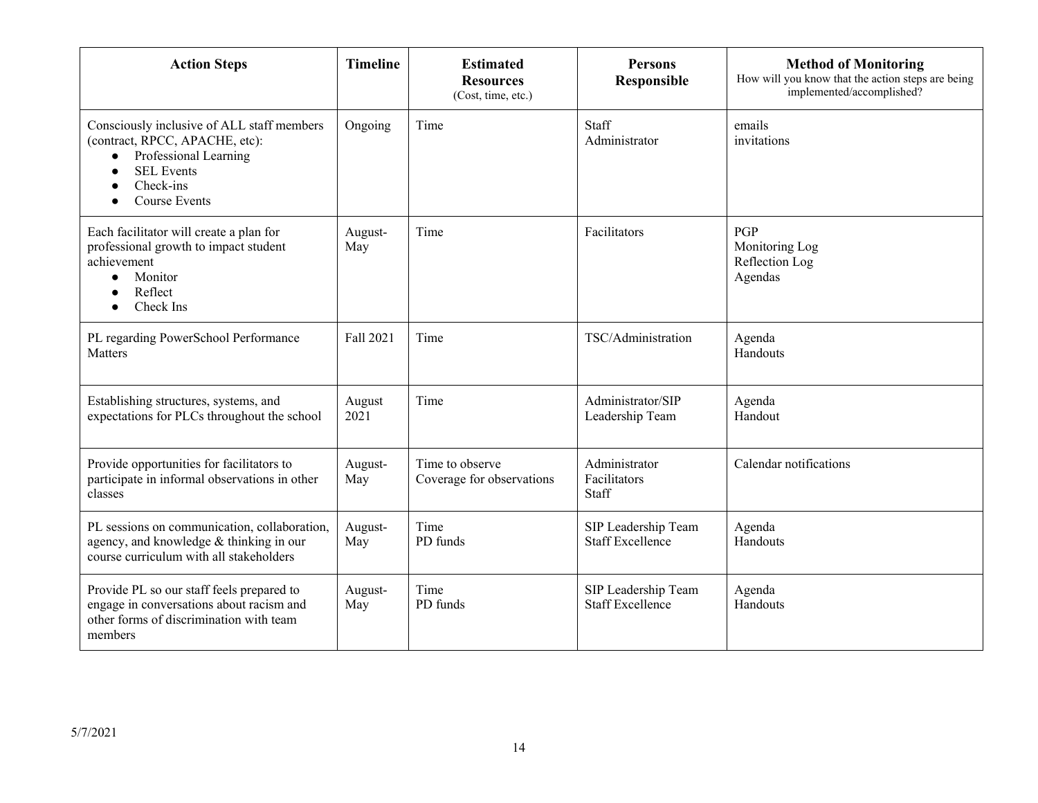| Action Steps | Timeline | Estimated Resources (Cost, time, etc.) | Persons Responsible | Method of Monitoring How will you know that the action steps are being implemented/accomplished? |
|---|---|---|---|---|
| Consciously inclusive of ALL staff members (contract, RPCC, APACHE, etc): <br>• Professional Learning<br>• SEL Events<br>• Check-ins<br>• Course Events | Ongoing | Time | Staff<br>Administrator | emails<br>invitations |
| Each facilitator will create a plan for professional growth to impact student achievement<br>• Monitor<br>• Reflect<br>• Check Ins | August-May | Time | Facilitators | PGP<br>Monitoring Log<br>Reflection Log<br>Agendas |
| PL regarding PowerSchool Performance Matters | Fall 2021 | Time | TSC/Administration | Agenda<br>Handouts |
| Establishing structures, systems, and expectations for PLCs throughout the school | August 2021 | Time | Administrator/SIP Leadership Team | Agenda<br>Handout |
| Provide opportunities for facilitators to participate in informal observations in other classes | August-May | Time to observe<br>Coverage for observations | Administrator<br>Facilitators<br>Staff | Calendar notifications |
| PL sessions on communication, collaboration, agency, and knowledge & thinking in our course curriculum with all stakeholders | August-May | Time<br>PD funds | SIP Leadership Team<br>Staff Excellence | Agenda<br>Handouts |
| Provide PL so our staff feels prepared to engage in conversations about racism and other forms of discrimination with team members | August-May | Time<br>PD funds | SIP Leadership Team<br>Staff Excellence | Agenda<br>Handouts |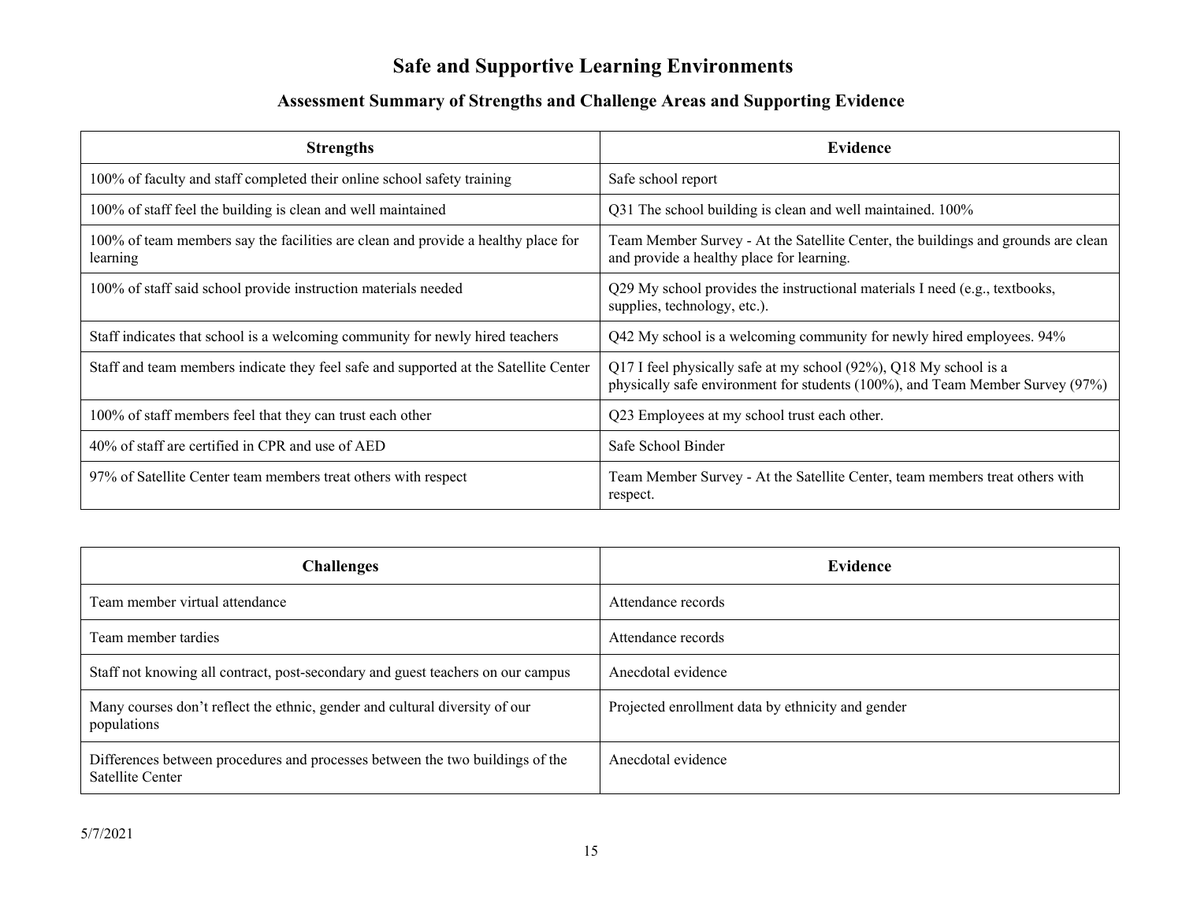# Safe and Supportive Learning Environments

## Assessment Summary of Strengths and Challenge Areas and Supporting Evidence

| Strengths | Evidence |
|---|---|
| 100% of faculty and staff completed their online school safety training | Safe school report |
| 100% of staff feel the building is clean and well maintained | Q31 The school building is clean and well maintained. 100% |
| 100% of team members say the facilities are clean and provide a healthy place for learning | Team Member Survey - At the Satellite Center, the buildings and grounds are clean and provide a healthy place for learning. |
| 100% of staff said school provide instruction materials needed | Q29 My school provides the instructional materials I need (e.g., textbooks, supplies, technology, etc.). |
| Staff indicates that school is a welcoming community for newly hired teachers | Q42 My school is a welcoming community for newly hired employees. 94% |
| Staff and team members indicate they feel safe and supported at the Satellite Center | Q17 I feel physically safe at my school (92%), Q18 My school is a physically safe environment for students (100%), and Team Member Survey (97%) |
| 100% of staff members feel that they can trust each other | Q23 Employees at my school trust each other. |
| 40% of staff are certified in CPR and use of AED | Safe School Binder |
| 97% of Satellite Center team members treat others with respect | Team Member Survey - At the Satellite Center, team members treat others with respect. |

| Challenges | Evidence |
|---|---|
| Team member virtual attendance | Attendance records |
| Team member tardies | Attendance records |
| Staff not knowing all contract, post-secondary and guest teachers on our campus | Anecdotal evidence |
| Many courses don't reflect the ethnic, gender and cultural diversity of our populations | Projected enrollment data by ethnicity and gender |
| Differences between procedures and processes between the two buildings of the Satellite Center | Anecdotal evidence |

5/7/2021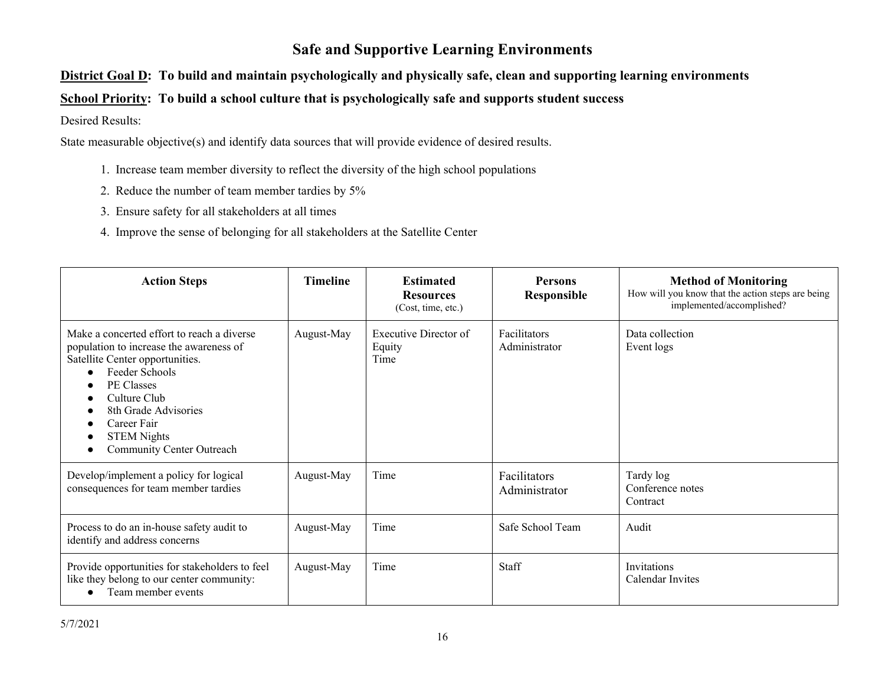# Safe and Supportive Learning Environments

**District Goal D: To build and maintain psychologically and physically safe, clean and supporting learning environments**

**School Priority: To build a school culture that is psychologically safe and supports student success**

Desired Results:

State measurable objective(s) and identify data sources that will provide evidence of desired results.

1. Increase team member diversity to reflect the diversity of the high school populations
2. Reduce the number of team member tardies by 5%
3. Ensure safety for all stakeholders at all times
4. Improve the sense of belonging for all stakeholders at the Satellite Center

| Action Steps | Timeline | Estimated Resources (Cost, time, etc.) | Persons Responsible | Method of Monitoring How will you know that the action steps are being implemented/accomplished? |
|---|---|---|---|---|
| Make a concerted effort to reach a diverse population to increase the awareness of Satellite Center opportunities.<br>● Feeder Schools<br>● PE Classes<br>● Culture Club<br>● 8th Grade Advisories<br>● Career Fair<br>● STEM Nights<br>● Community Center Outreach | August-May | Executive Director of Equity<br>Time | Facilitators<br>Administrator | Data collection<br>Event logs |
| Develop/implement a policy for logical consequences for team member tardies | August-May | Time | Facilitators<br>Administrator | Tardy log<br>Conference notes<br>Contract |
| Process to do an in-house safety audit to identify and address concerns | August-May | Time | Safe School Team | Audit |
| Provide opportunities for stakeholders to feel like they belong to our center community:<br>● Team member events | August-May | Time | Staff | Invitations<br>Calendar Invites |

5/7/2021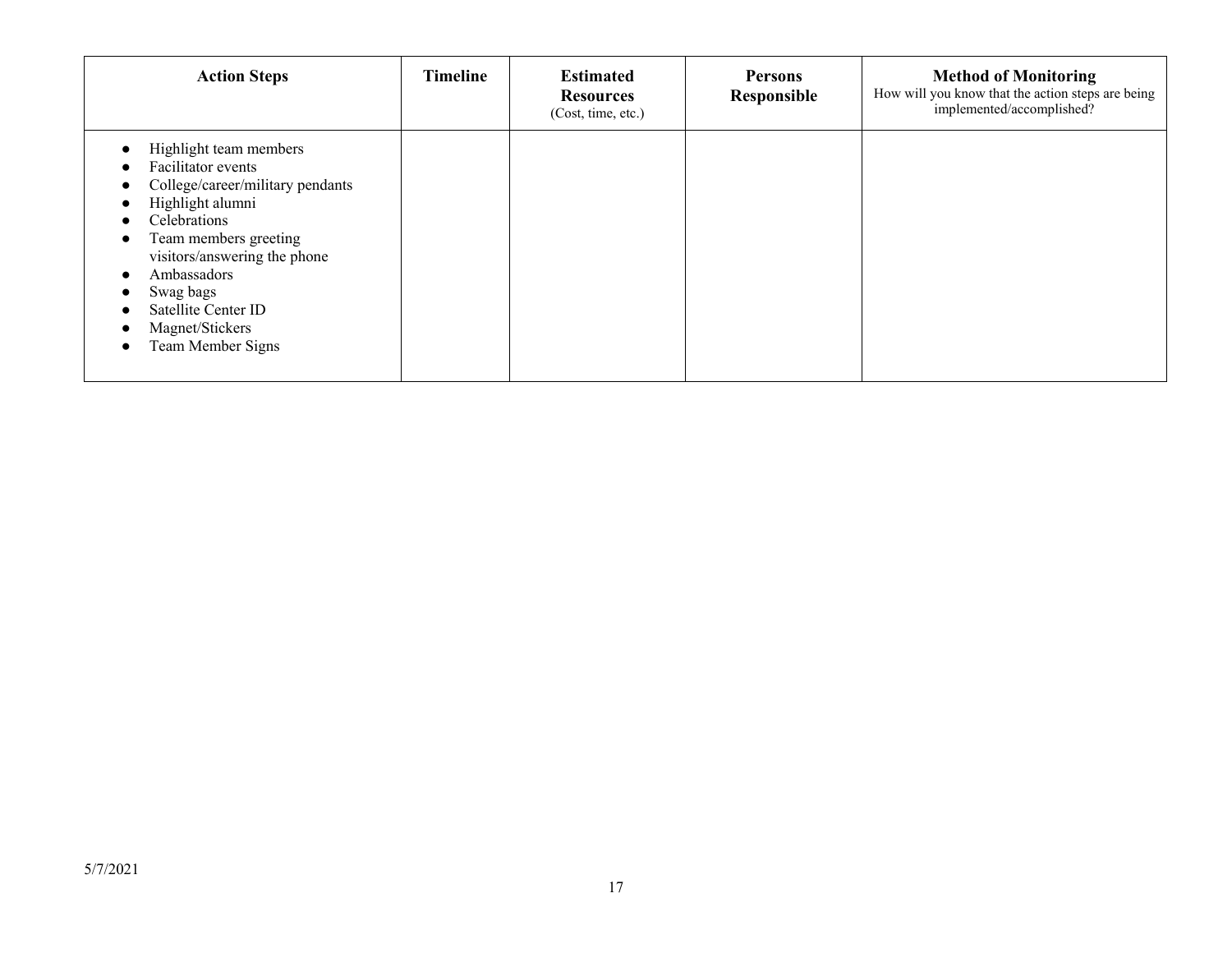| **Action Steps** | **Timeline** | **Estimated Resources** (Cost, time, etc.) | **Persons Responsible** | **Method of Monitoring** How will you know that the action steps are being implemented/accomplished? |
|---|---|---|---|---|
| • Highlight team members<br>• Facilitator events<br>• College/career/military pendants<br>• Highlight alumni<br>• Celebrations<br>• Team members greeting visitors/answering the phone<br>• Ambassadors<br>• Swag bags<br>• Satellite Center ID<br>• Magnet/Stickers<br>• Team Member Signs | | | | |

5/7/2021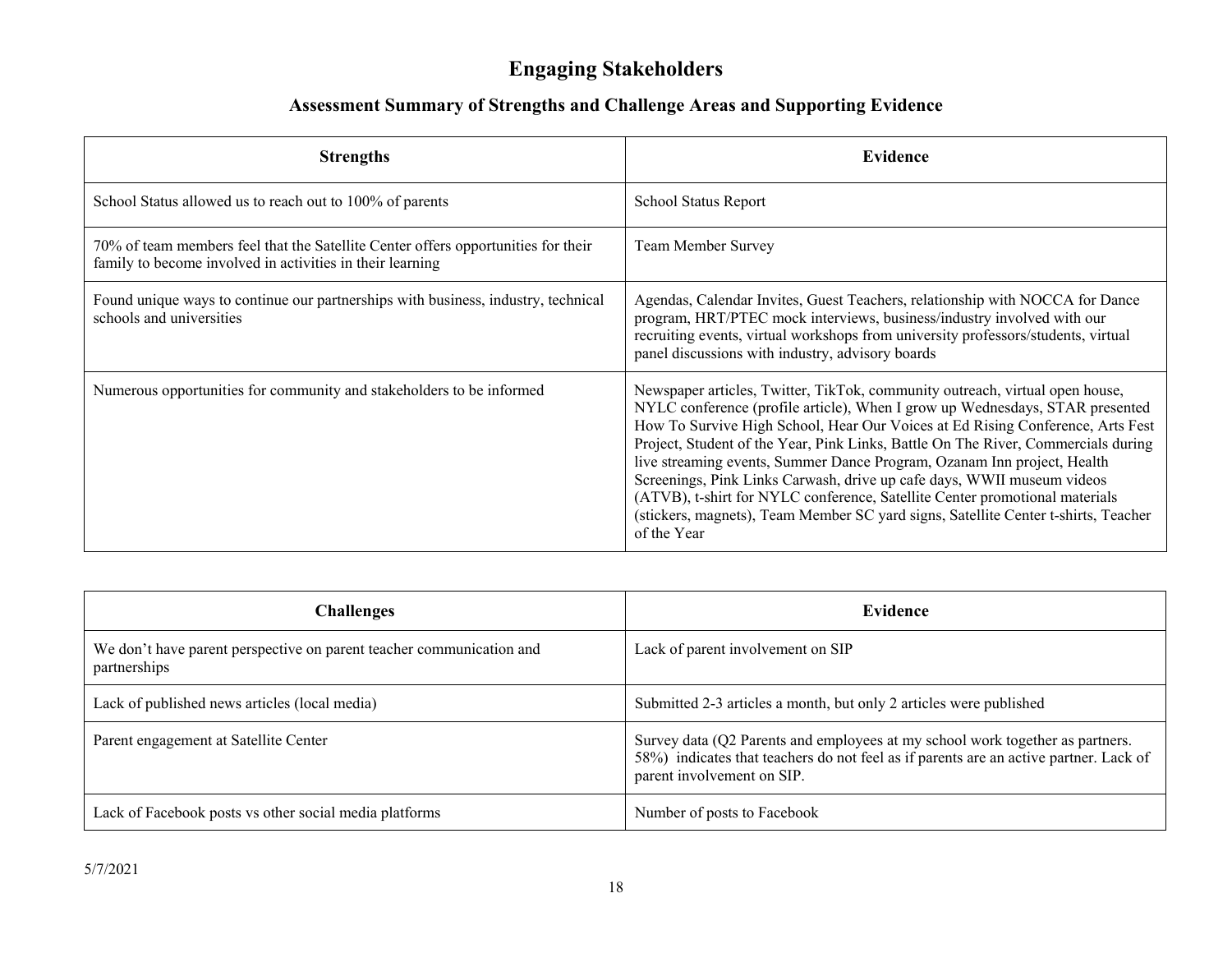# Engaging Stakeholders

## Assessment Summary of Strengths and Challenge Areas and Supporting Evidence

| Strengths | Evidence |
|---|---|
| School Status allowed us to reach out to 100% of parents | School Status Report |
| 70% of team members feel that the Satellite Center offers opportunities for their family to become involved in activities in their learning | Team Member Survey |
| Found unique ways to continue our partnerships with business, industry, technical schools and universities | Agendas, Calendar Invites, Guest Teachers, relationship with NOCCA for Dance program, HRT/PTEC mock interviews, business/industry involved with our recruiting events, virtual workshops from university professors/students, virtual panel discussions with industry, advisory boards |
| Numerous opportunities for community and stakeholders to be informed | Newspaper articles, Twitter, TikTok, community outreach, virtual open house, NYLC conference (profile article), When I grow up Wednesdays, STAR presented How To Survive High School, Hear Our Voices at Ed Rising Conference, Arts Fest Project, Student of the Year, Pink Links, Battle On The River, Commercials during live streaming events, Summer Dance Program, Ozanam Inn project, Health Screenings, Pink Links Carwash, drive up cafe days, WWII museum videos (ATVB), t-shirt for NYLC conference, Satellite Center promotional materials (stickers, magnets), Team Member SC yard signs, Satellite Center t-shirts, Teacher of the Year |

| Challenges | Evidence |
|---|---|
| We don't have parent perspective on parent teacher communication and partnerships | Lack of parent involvement on SIP |
| Lack of published news articles (local media) | Submitted 2-3 articles a month, but only 2 articles were published |
| Parent engagement at Satellite Center | Survey data (Q2 Parents and employees at my school work together as partners. 58%) indicates that teachers do not feel as if parents are an active partner. Lack of parent involvement on SIP. |
| Lack of Facebook posts vs other social media platforms | Number of posts to Facebook |

5/7/2021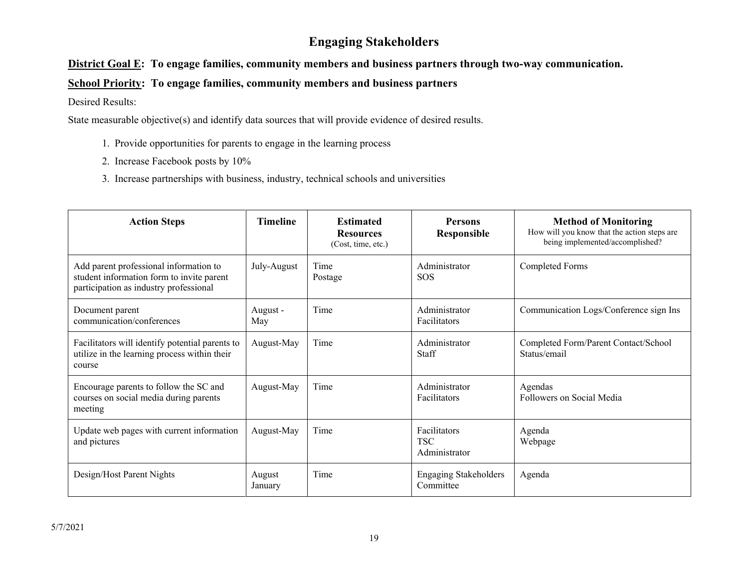# Engaging Stakeholders

**District Goal E: To engage families, community members and business partners through two-way communication.**

**School Priority: To engage families, community members and business partners**

Desired Results:

State measurable objective(s) and identify data sources that will provide evidence of desired results.

1. Provide opportunities for parents to engage in the learning process
2. Increase Facebook posts by 10%
3. Increase partnerships with business, industry, technical schools and universities

| Action Steps | Timeline | Estimated Resources (Cost, time, etc.) | Persons Responsible | Method of Monitoring How will you know that the action steps are being implemented/accomplished? |
|---|---|---|---|---|
| Add parent professional information to student information form to invite parent participation as industry professional | July-August | Time<br>Postage | Administrator<br>SOS | Completed Forms |
| Document parent communication/conferences | August - May | Time | Administrator<br>Facilitators | Communication Logs/Conference sign Ins |
| Facilitators will identify potential parents to utilize in the learning process within their course | August-May | Time | Administrator<br>Staff | Completed Form/Parent Contact/School Status/email |
| Encourage parents to follow the SC and courses on social media during parents meeting | August-May | Time | Administrator<br>Facilitators | Agendas<br>Followers on Social Media |
| Update web pages with current information and pictures | August-May | Time | Facilitators<br>TSC<br>Administrator | Agenda<br>Webpage |
| Design/Host Parent Nights | August<br>January | Time | Engaging Stakeholders Committee | Agenda |

5/7/2021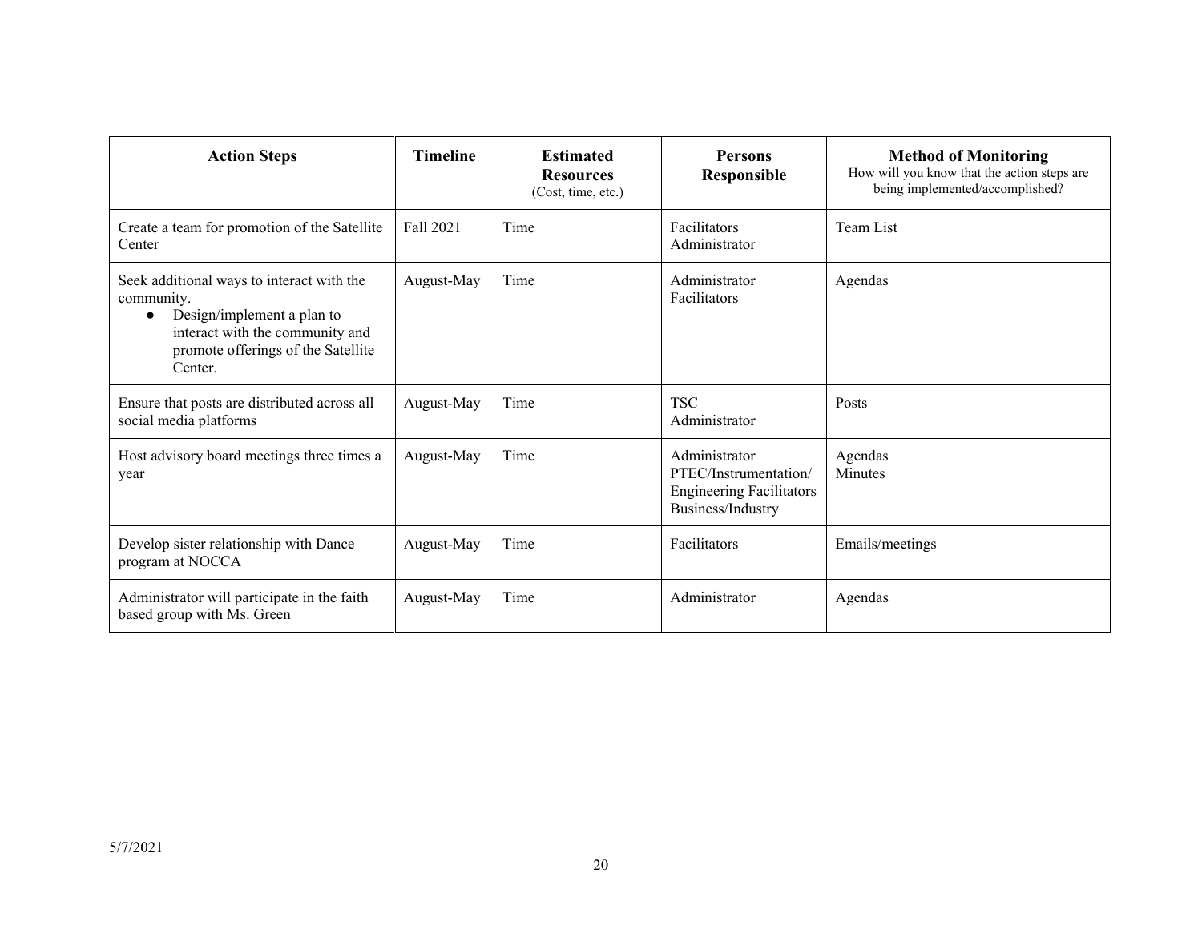| Action Steps | Timeline | Estimated Resources (Cost, time, etc.) | Persons Responsible | Method of Monitoring How will you know that the action steps are being implemented/accomplished? |
|---|---|---|---|---|
| Create a team for promotion of the Satellite Center | Fall 2021 | Time | Facilitators<br>Administrator | Team List |
| Seek additional ways to interact with the community.<br>● Design/implement a plan to interact with the community and promote offerings of the Satellite Center. | August-May | Time | Administrator<br>Facilitators | Agendas |
| Ensure that posts are distributed across all social media platforms | August-May | Time | TSC<br>Administrator | Posts |
| Host advisory board meetings three times a year | August-May | Time | Administrator<br>PTEC/Instrumentation/<br>Engineering Facilitators<br>Business/Industry | Agendas<br>Minutes |
| Develop sister relationship with Dance program at NOCCA | August-May | Time | Facilitators | Emails/meetings |
| Administrator will participate in the faith based group with Ms. Green | August-May | Time | Administrator | Agendas |

5/7/2021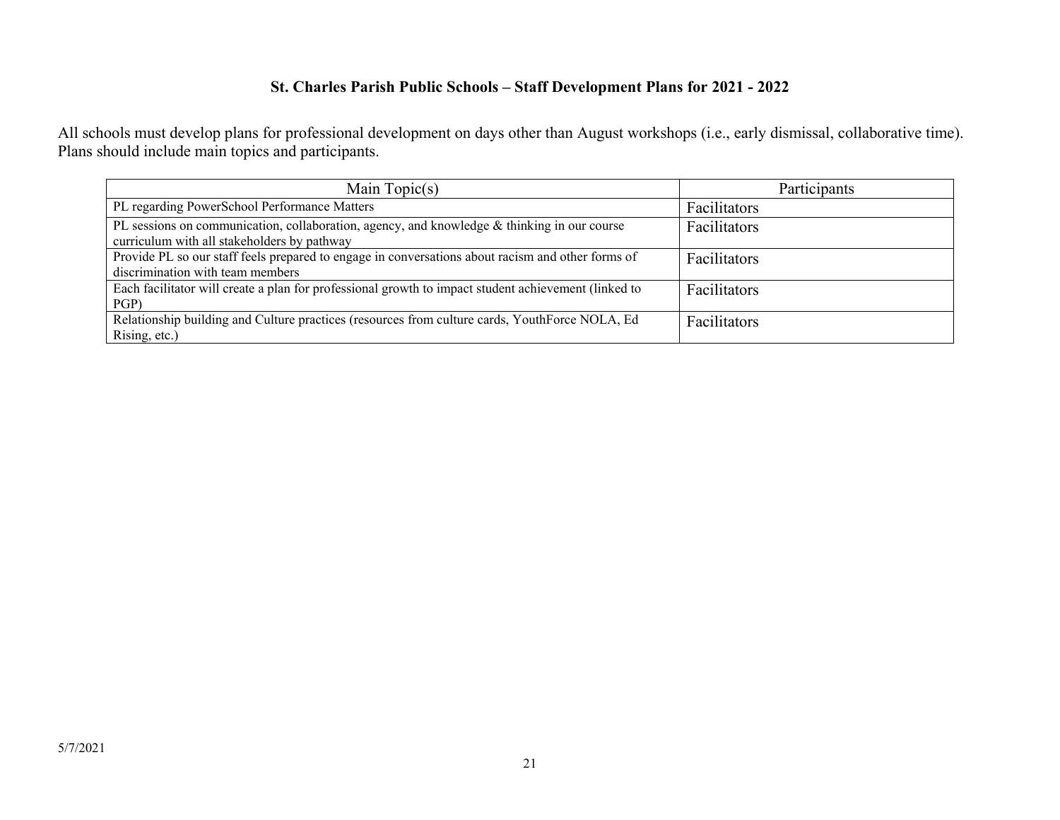### St. Charles Parish Public Schools – Staff Development Plans for 2021 - 2022

All schools must develop plans for professional development on days other than August workshops (i.e., early dismissal, collaborative time). Plans should include main topics and participants.

| Main Topic(s) | Participants |
|---|---|
| PL regarding PowerSchool Performance Matters | Facilitators |
| PL sessions on communication, collaboration, agency, and knowledge & thinking in our course curriculum with all stakeholders by pathway | Facilitators |
| Provide PL so our staff feels prepared to engage in conversations about racism and other forms of discrimination with team members | Facilitators |
| Each facilitator will create a plan for professional growth to impact student achievement (linked to PGP) | Facilitators |
| Relationship building and Culture practices (resources from culture cards, YouthForce NOLA, Ed Rising, etc.) | Facilitators |

5/7/2021